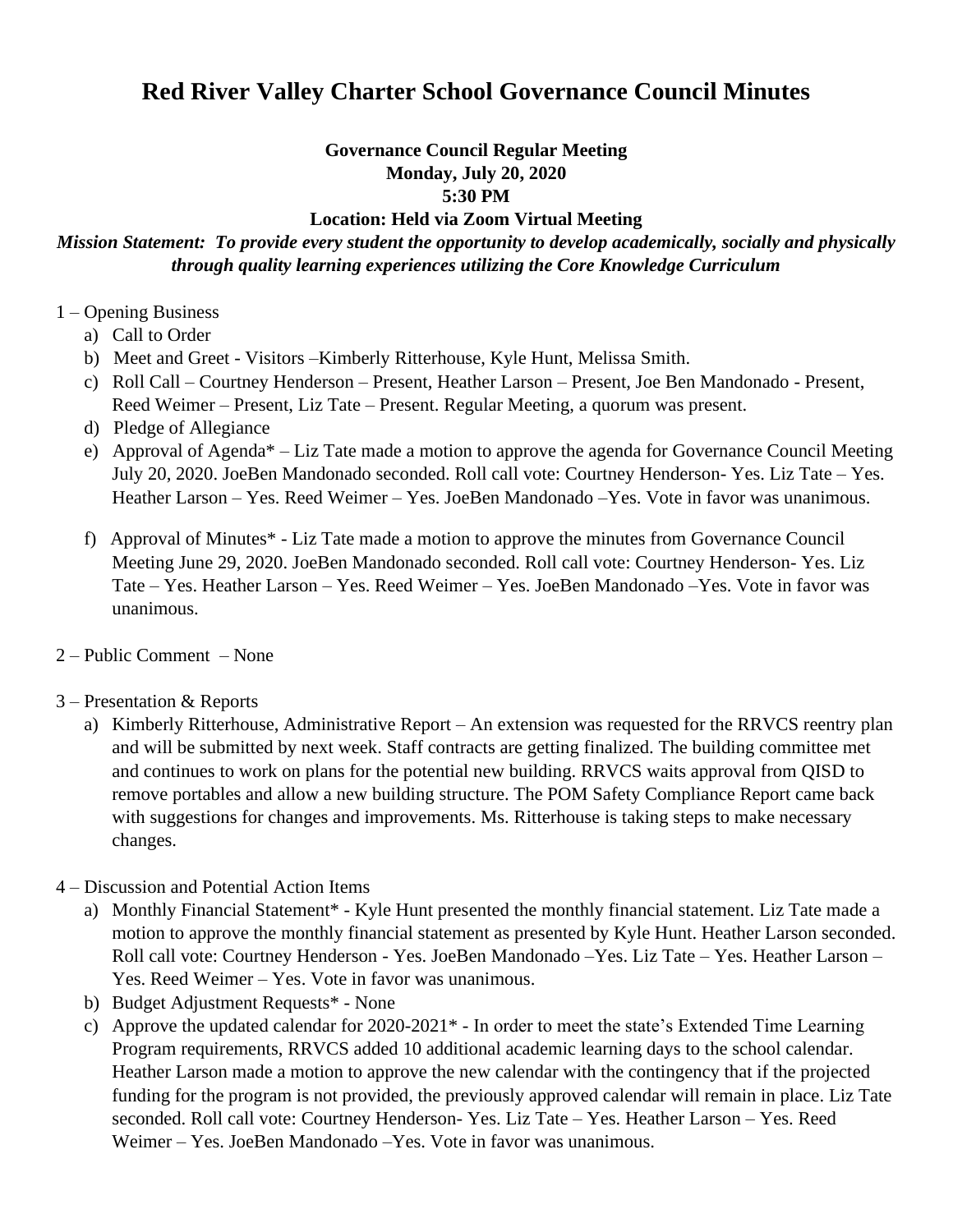# Red River Valley Charter School Governance Council Minutes

**Governance Council Regular Meeting**
**Monday, July 20, 2020**
**5:30 PM**
**Location: Held via Zoom Virtual Meeting**

***Mission Statement: To provide every student the opportunity to develop academically, socially and physically through quality learning experiences utilizing the Core Knowledge Curriculum***

1 – Opening Business

a) Call to Order
b) Meet and Greet - Visitors –Kimberly Ritterhouse, Kyle Hunt, Melissa Smith.
c) Roll Call – Courtney Henderson – Present, Heather Larson – Present, Joe Ben Mandonado - Present, Reed Weimer – Present, Liz Tate – Present. Regular Meeting, a quorum was present.
d) Pledge of Allegiance
e) Approval of Agenda* – Liz Tate made a motion to approve the agenda for Governance Council Meeting July 20, 2020. JoeBen Mandonado seconded. Roll call vote: Courtney Henderson- Yes. Liz Tate – Yes. Heather Larson – Yes. Reed Weimer – Yes. JoeBen Mandonado –Yes. Vote in favor was unanimous.
f) Approval of Minutes* - Liz Tate made a motion to approve the minutes from Governance Council Meeting June 29, 2020. JoeBen Mandonado seconded. Roll call vote: Courtney Henderson- Yes. Liz Tate – Yes. Heather Larson – Yes. Reed Weimer – Yes. JoeBen Mandonado –Yes. Vote in favor was unanimous.

2 – Public Comment – None

3 – Presentation & Reports

a) Kimberly Ritterhouse, Administrative Report – An extension was requested for the RRVCS reentry plan and will be submitted by next week. Staff contracts are getting finalized. The building committee met and continues to work on plans for the potential new building. RRVCS waits approval from QISD to remove portables and allow a new building structure. The POM Safety Compliance Report came back with suggestions for changes and improvements. Ms. Ritterhouse is taking steps to make necessary changes.

4 – Discussion and Potential Action Items

a) Monthly Financial Statement* - Kyle Hunt presented the monthly financial statement. Liz Tate made a motion to approve the monthly financial statement as presented by Kyle Hunt. Heather Larson seconded. Roll call vote: Courtney Henderson - Yes. JoeBen Mandonado –Yes. Liz Tate – Yes. Heather Larson – Yes. Reed Weimer – Yes. Vote in favor was unanimous.
b) Budget Adjustment Requests* - None
c) Approve the updated calendar for 2020-2021* - In order to meet the state's Extended Time Learning Program requirements, RRVCS added 10 additional academic learning days to the school calendar. Heather Larson made a motion to approve the new calendar with the contingency that if the projected funding for the program is not provided, the previously approved calendar will remain in place. Liz Tate seconded. Roll call vote: Courtney Henderson- Yes. Liz Tate – Yes. Heather Larson – Yes. Reed Weimer – Yes. JoeBen Mandonado –Yes. Vote in favor was unanimous.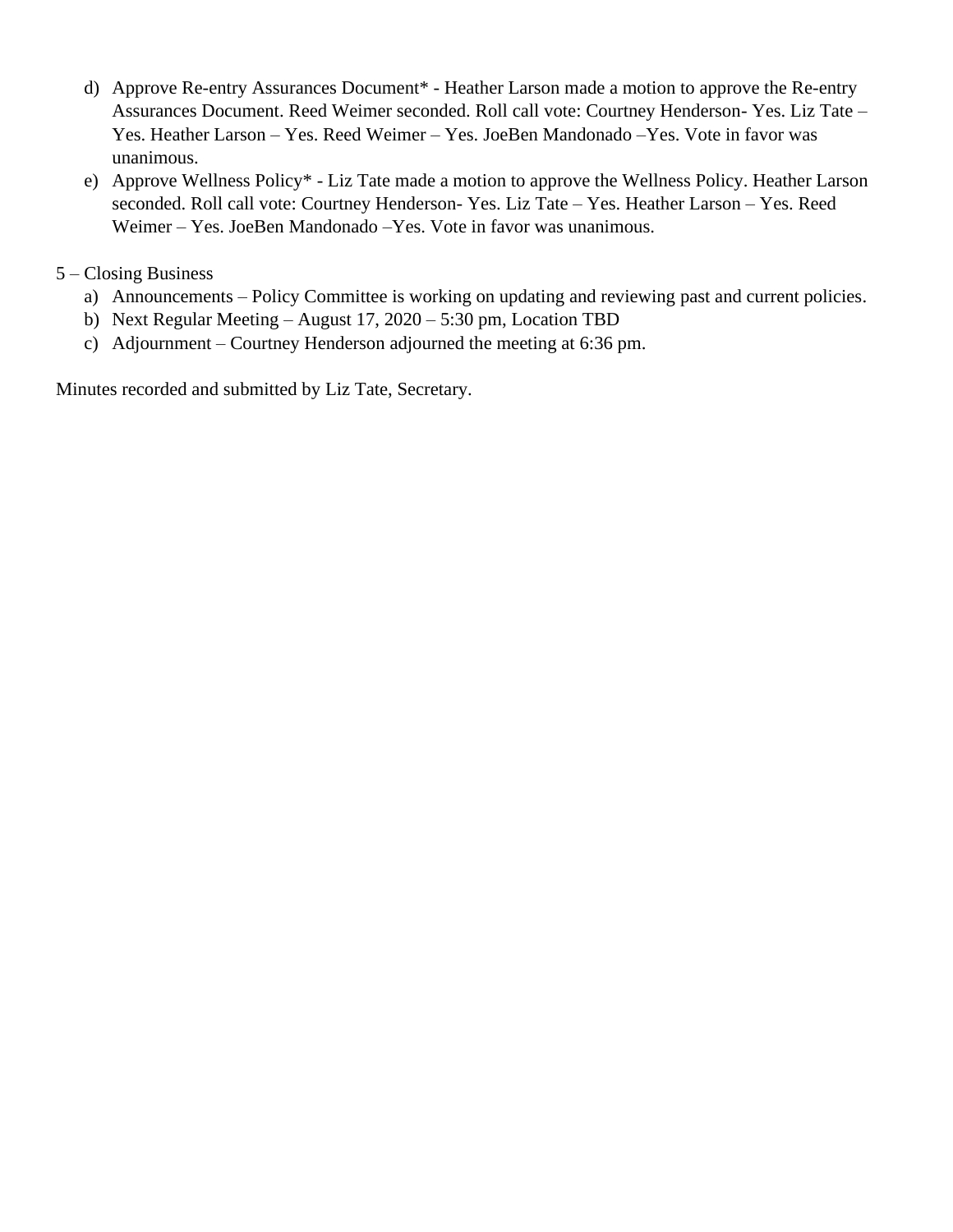d) Approve Re-entry Assurances Document* - Heather Larson made a motion to approve the Re-entry Assurances Document. Reed Weimer seconded. Roll call vote: Courtney Henderson- Yes. Liz Tate – Yes. Heather Larson – Yes. Reed Weimer – Yes. JoeBen Mandonado –Yes. Vote in favor was unanimous.

e) Approve Wellness Policy* - Liz Tate made a motion to approve the Wellness Policy. Heather Larson seconded. Roll call vote: Courtney Henderson- Yes. Liz Tate – Yes. Heather Larson – Yes. Reed Weimer – Yes. JoeBen Mandonado –Yes. Vote in favor was unanimous.

5 – Closing Business

a) Announcements – Policy Committee is working on updating and reviewing past and current policies.
b) Next Regular Meeting – August 17, 2020 – 5:30 pm, Location TBD
c) Adjournment – Courtney Henderson adjourned the meeting at 6:36 pm.

Minutes recorded and submitted by Liz Tate, Secretary.